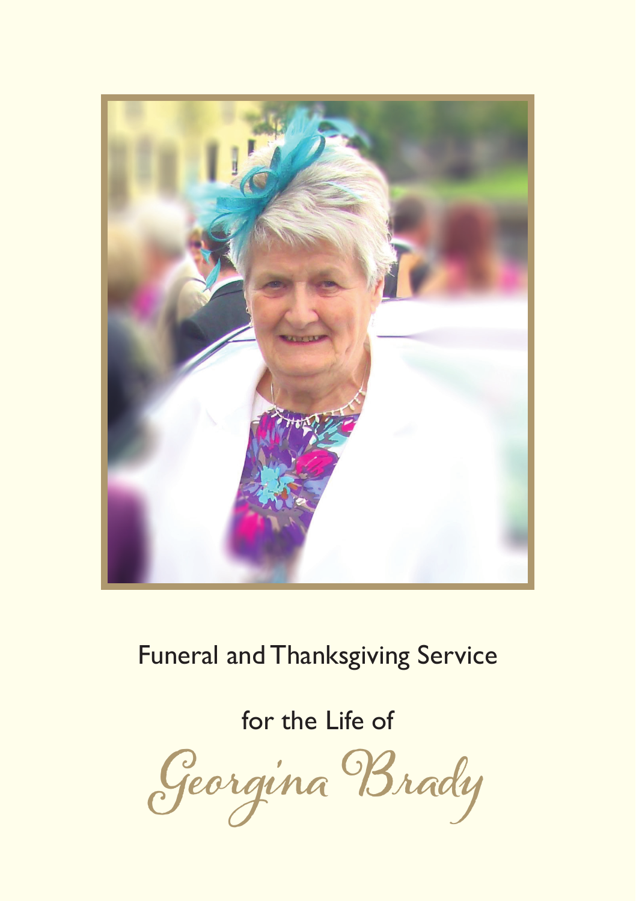Funeral and Thanksgiving Service

for the Life of

# Georgina Brady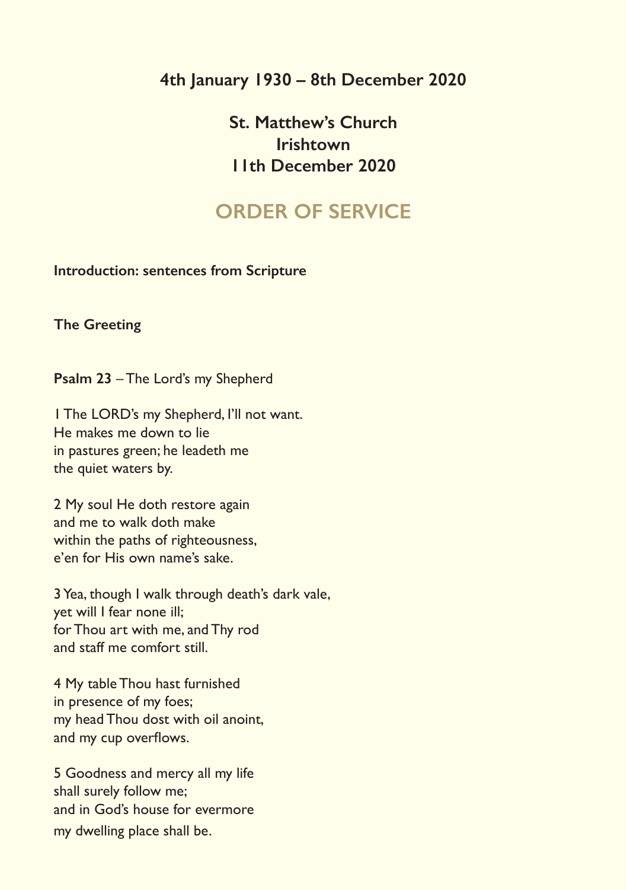**4th January 1930 – 8th December 2020**

**St. Matthew's Church**
**Irishtown**
**11th December 2020**

## ORDER OF SERVICE

**Introduction: sentences from Scripture**

**The Greeting**

**Psalm 23** – The Lord's my Shepherd

1 The LORD's my Shepherd, I'll not want.
He makes me down to lie
in pastures green; he leadeth me
the quiet waters by.

2 My soul He doth restore again
and me to walk doth make
within the paths of righteousness,
e'en for His own name's sake.

3 Yea, though I walk through death's dark vale,
yet will I fear none ill;
for Thou art with me, and Thy rod
and staff me comfort still.

4 My table Thou hast furnished
in presence of my foes;
my head Thou dost with oil anoint,
and my cup overflows.

5 Goodness and mercy all my life
shall surely follow me;
and in God's house for evermore
my dwelling place shall be.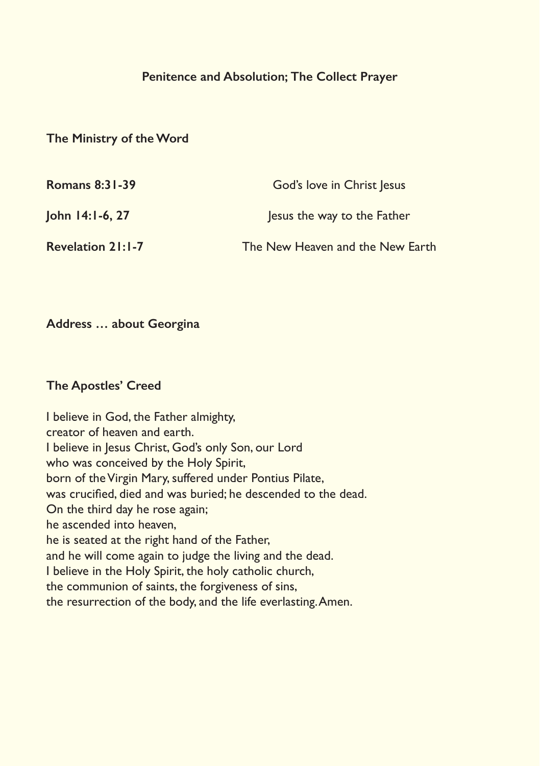**Penitence and Absolution; The Collect Prayer**

**The Ministry of the Word**

| | |
|---|---|
| **Romans 8:31-39** | God's love in Christ Jesus |
| **John 14:1-6, 27** | Jesus the way to the Father |
| **Revelation 21:1-7** | The New Heaven and the New Earth |

**Address … about Georgina**

**The Apostles' Creed**

I believe in God, the Father almighty,
creator of heaven and earth.
I believe in Jesus Christ, God's only Son, our Lord
who was conceived by the Holy Spirit,
born of the Virgin Mary, suffered under Pontius Pilate,
was crucified, died and was buried; he descended to the dead.
On the third day he rose again;
he ascended into heaven,
he is seated at the right hand of the Father,
and he will come again to judge the living and the dead.
I believe in the Holy Spirit, the holy catholic church,
the communion of saints, the forgiveness of sins,
the resurrection of the body, and the life everlasting. Amen.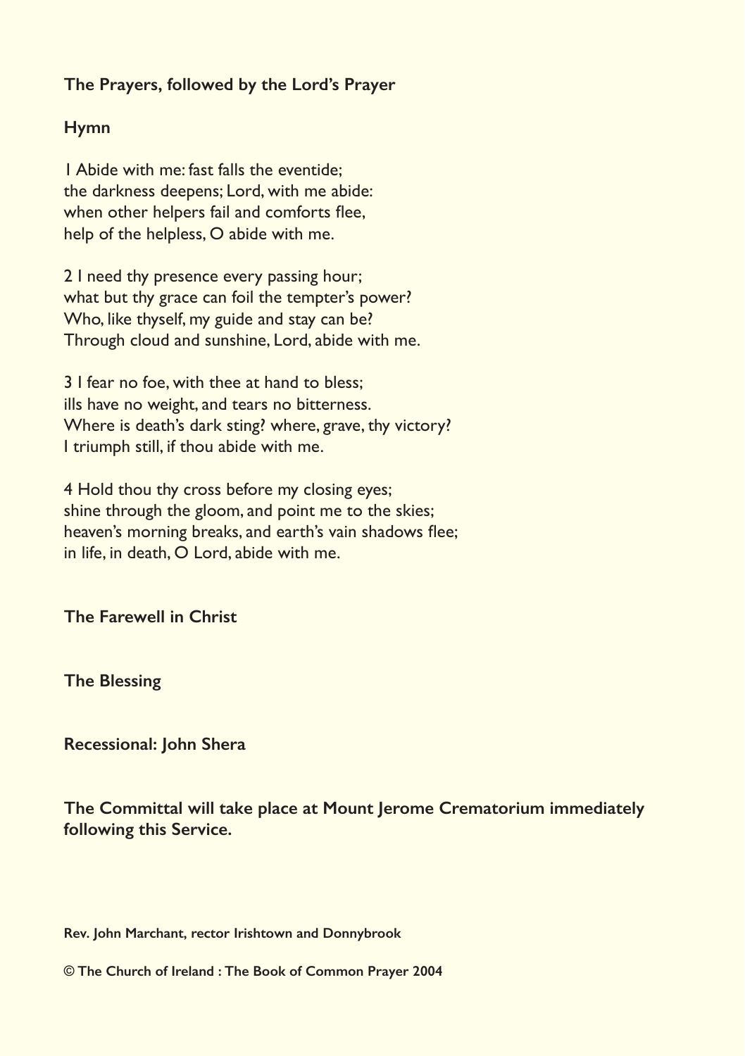**The Prayers, followed by the Lord's Prayer**

**Hymn**

1 Abide with me: fast falls the eventide;
the darkness deepens; Lord, with me abide:
when other helpers fail and comforts flee,
help of the helpless, O abide with me.

2 I need thy presence every passing hour;
what but thy grace can foil the tempter's power?
Who, like thyself, my guide and stay can be?
Through cloud and sunshine, Lord, abide with me.

3 I fear no foe, with thee at hand to bless;
ills have no weight, and tears no bitterness.
Where is death's dark sting? where, grave, thy victory?
I triumph still, if thou abide with me.

4 Hold thou thy cross before my closing eyes;
shine through the gloom, and point me to the skies;
heaven's morning breaks, and earth's vain shadows flee;
in life, in death, O Lord, abide with me.

**The Farewell in Christ**

**The Blessing**

**Recessional: John Shera**

**The Committal will take place at Mount Jerome Crematorium immediately following this Service.**

**Rev. John Marchant, rector Irishtown and Donnybrook**

**© The Church of Ireland : The Book of Common Prayer 2004**